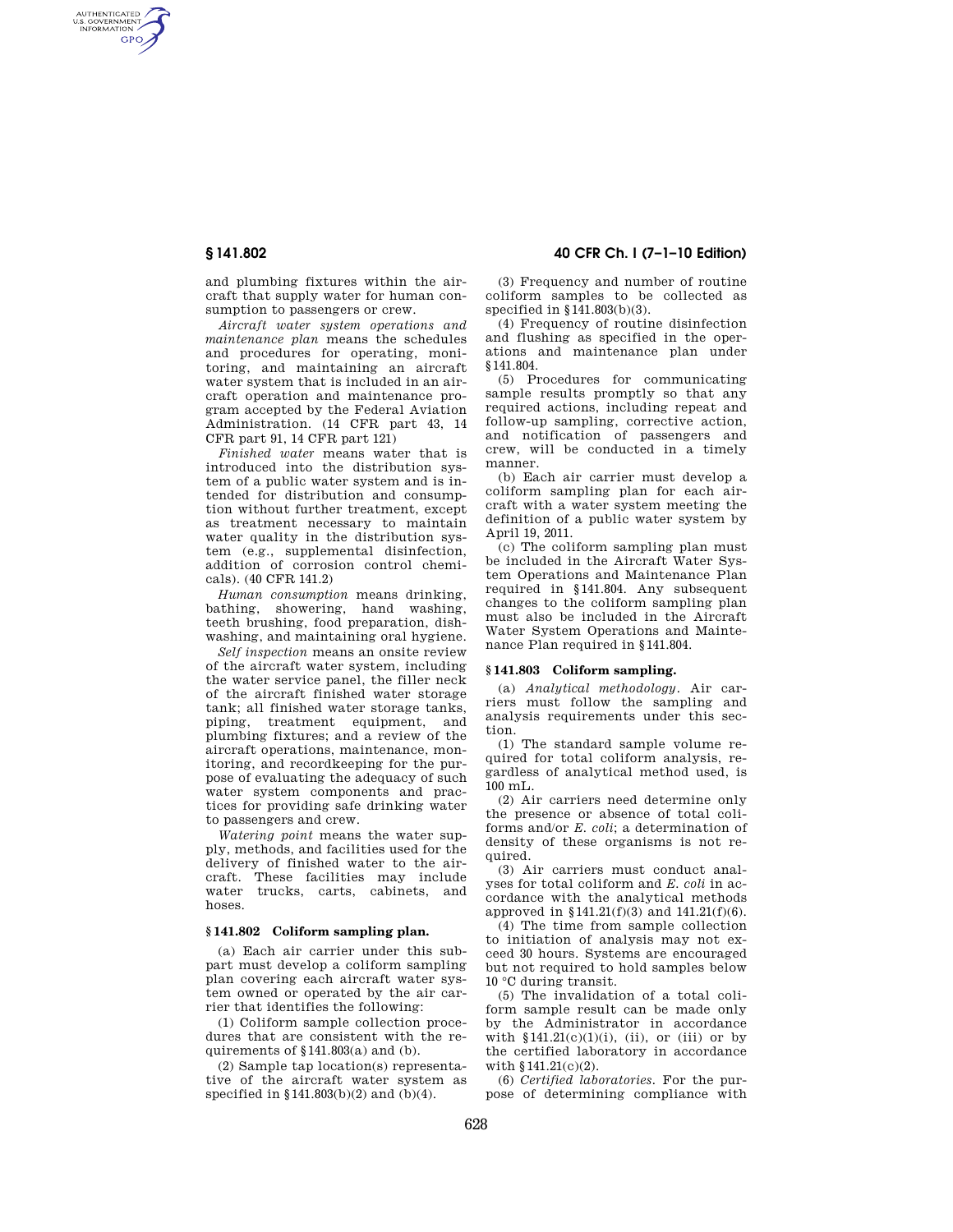and plumbing fixtures within the aircraft that supply water for human consumption to passengers or crew.

*Aircraft water system operations and maintenance plan* means the schedules and procedures for operating, monitoring, and maintaining an aircraft water system that is included in an aircraft operation and maintenance program accepted by the Federal Aviation Administration. (14 CFR part 43, 14 CFR part 91, 14 CFR part 121)

*Finished water* means water that is introduced into the distribution system of a public water system and is intended for distribution and consumption without further treatment, except as treatment necessary to maintain water quality in the distribution system (e.g., supplemental disinfection, addition of corrosion control chemicals). (40 CFR 141.2)

*Human consumption* means drinking, bathing, showering, hand washing, teeth brushing, food preparation, dishwashing, and maintaining oral hygiene.

*Self inspection* means an onsite review of the aircraft water system, including the water service panel, the filler neck of the aircraft finished water storage tank; all finished water storage tanks, piping, treatment equipment, and plumbing fixtures; and a review of the aircraft operations, maintenance, monitoring, and recordkeeping for the purpose of evaluating the adequacy of such water system components and practices for providing safe drinking water to passengers and crew.

*Watering point* means the water supply, methods, and facilities used for the delivery of finished water to the aircraft. These facilities may include water trucks, carts, cabinets, and hoses.

### § 141.802 Coliform sampling plan.

(a) Each air carrier under this subpart must develop a coliform sampling plan covering each aircraft water system owned or operated by the air carrier that identifies the following:

(1) Coliform sample collection procedures that are consistent with the requirements of §141.803(a) and (b).

(2) Sample tap location(s) representative of the aircraft water system as specified in §141.803(b)(2) and (b)(4).

(3) Frequency and number of routine coliform samples to be collected as specified in §141.803(b)(3).

(4) Frequency of routine disinfection and flushing as specified in the operations and maintenance plan under §141.804.

(5) Procedures for communicating sample results promptly so that any required actions, including repeat and follow-up sampling, corrective action, and notification of passengers and crew, will be conducted in a timely manner.

(b) Each air carrier must develop a coliform sampling plan for each aircraft with a water system meeting the definition of a public water system by April 19, 2011.

(c) The coliform sampling plan must be included in the Aircraft Water System Operations and Maintenance Plan required in §141.804. Any subsequent changes to the coliform sampling plan must also be included in the Aircraft Water System Operations and Maintenance Plan required in §141.804.

### § 141.803 Coliform sampling.

(a) *Analytical methodology.* Air carriers must follow the sampling and analysis requirements under this section.

(1) The standard sample volume required for total coliform analysis, regardless of analytical method used, is 100 mL.

(2) Air carriers need determine only the presence or absence of total coliforms and/or *E. coli*; a determination of density of these organisms is not required.

(3) Air carriers must conduct analyses for total coliform and *E. coli* in accordance with the analytical methods approved in §141.21(f)(3) and 141.21(f)(6).

(4) The time from sample collection to initiation of analysis may not exceed 30 hours. Systems are encouraged but not required to hold samples below 10 °C during transit.

(5) The invalidation of a total coliform sample result can be made only by the Administrator in accordance with §141.21(c)(1)(i), (ii), or (iii) or by the certified laboratory in accordance with §141.21(c)(2).

(6) *Certified laboratories.* For the purpose of determining compliance with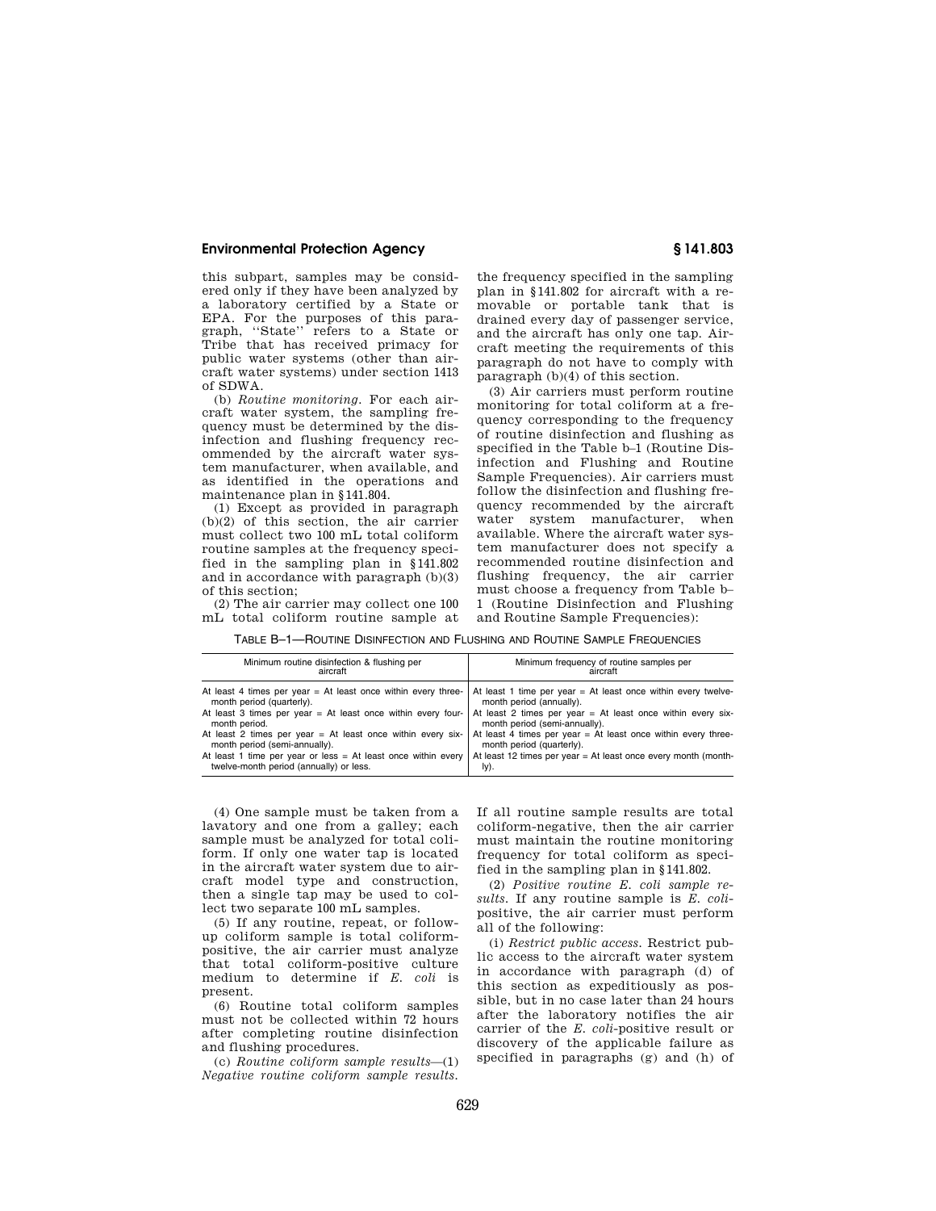this subpart, samples may be considered only if they have been analyzed by a laboratory certified by a State or EPA. For the purposes of this paragraph, ''State'' refers to a State or Tribe that has received primacy for public water systems (other than aircraft water systems) under section 1413 of SDWA.

(b) *Routine monitoring.* For each aircraft water system, the sampling frequency must be determined by the disinfection and flushing frequency recommended by the aircraft water system manufacturer, when available, and as identified in the operations and maintenance plan in § 141.804.

(1) Except as provided in paragraph (b)(2) of this section, the air carrier must collect two 100 mL total coliform routine samples at the frequency specified in the sampling plan in § 141.802 and in accordance with paragraph (b)(3) of this section;

(2) The air carrier may collect one 100 mL total coliform routine sample at the frequency specified in the sampling plan in § 141.802 for aircraft with a removable or portable tank that is drained every day of passenger service, and the aircraft has only one tap. Aircraft meeting the requirements of this paragraph do not have to comply with paragraph (b)(4) of this section.

(3) Air carriers must perform routine monitoring for total coliform at a frequency corresponding to the frequency of routine disinfection and flushing as specified in the Table b–1 (Routine Disinfection and Flushing and Routine Sample Frequencies). Air carriers must follow the disinfection and flushing frequency recommended by the aircraft water system manufacturer, when available. Where the aircraft water system manufacturer does not specify a recommended routine disinfection and flushing frequency, the air carrier must choose a frequency from Table b–1 (Routine Disinfection and Flushing and Routine Sample Frequencies):

TABLE B–1—ROUTINE DISINFECTION AND FLUSHING AND ROUTINE SAMPLE FREQUENCIES

| Minimum routine disinfection & flushing per aircraft | Minimum frequency of routine samples per aircraft |
| --- | --- |
| At least 4 times per year = At least once within every three-month period (quarterly). | At least 1 time per year = At least once within every twelve-month period (annually). |
| At least 3 times per year = At least once within every four-month period. | At least 2 times per year = At least once within every six-month period (semi-annually). |
| At least 2 times per year = At least once within every six-month period (semi-annually). | At least 4 times per year = At least once within every three-month period (quarterly). |
| At least 1 time per year or less = At least once within every twelve-month period (annually) or less. | At least 12 times per year = At least once every month (monthly). |

(4) One sample must be taken from a lavatory and one from a galley; each sample must be analyzed for total coliform. If only one water tap is located in the aircraft water system due to aircraft model type and construction, then a single tap may be used to collect two separate 100 mL samples.

(5) If any routine, repeat, or follow-up coliform sample is total coliform-positive, the air carrier must analyze that total coliform-positive culture medium to determine if *E. coli* is present.

(6) Routine total coliform samples must not be collected within 72 hours after completing routine disinfection and flushing procedures.

(c) *Routine coliform sample results*—(1) *Negative routine coliform sample results.* If all routine sample results are total coliform-negative, then the air carrier must maintain the routine monitoring frequency for total coliform as specified in the sampling plan in § 141.802.

(2) *Positive routine E. coli sample results.* If any routine sample is *E. coli*-positive, the air carrier must perform all of the following:

(i) *Restrict public access.* Restrict public access to the aircraft water system in accordance with paragraph (d) of this section as expeditiously as possible, but in no case later than 24 hours after the laboratory notifies the air carrier of the *E. coli*-positive result or discovery of the applicable failure as specified in paragraphs (g) and (h) of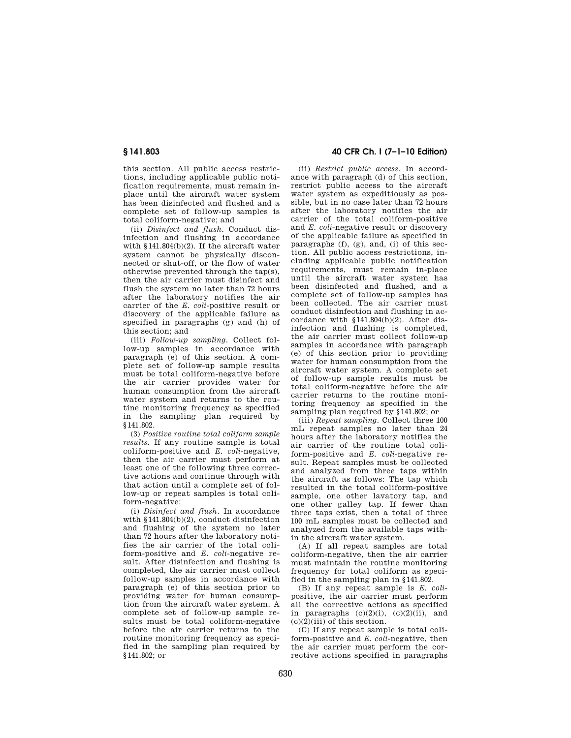this section. All public access restrictions, including applicable public notification requirements, must remain inplace until the aircraft water system has been disinfected and flushed and a complete set of follow-up samples is total coliform-negative; and

(ii) *Disinfect and flush.* Conduct disinfection and flushing in accordance with §141.804(b)(2). If the aircraft water system cannot be physically disconnected or shut-off, or the flow of water otherwise prevented through the tap(s), then the air carrier must disinfect and flush the system no later than 72 hours after the laboratory notifies the air carrier of the *E. coli*-positive result or discovery of the applicable failure as specified in paragraphs (g) and (h) of this section; and

(iii) *Follow-up sampling.* Collect follow-up samples in accordance with paragraph (e) of this section. A complete set of follow-up sample results must be total coliform-negative before the air carrier provides water for human consumption from the aircraft water system and returns to the routine monitoring frequency as specified in the sampling plan required by §141.802.

(3) *Positive routine total coliform sample results.* If any routine sample is total coliform-positive and *E. coli*-negative, then the air carrier must perform at least one of the following three corrective actions and continue through with that action until a complete set of follow-up or repeat samples is total coliform-negative:

(i) *Disinfect and flush.* In accordance with §141.804(b)(2), conduct disinfection and flushing of the system no later than 72 hours after the laboratory notifies the air carrier of the total coliform-positive and *E. coli*-negative result. After disinfection and flushing is completed, the air carrier must collect follow-up samples in accordance with paragraph (e) of this section prior to providing water for human consumption from the aircraft water system. A complete set of follow-up sample results must be total coliform-negative before the air carrier returns to the routine monitoring frequency as specified in the sampling plan required by §141.802; or

(ii) *Restrict public access.* In accordance with paragraph (d) of this section, restrict public access to the aircraft water system as expeditiously as possible, but in no case later than 72 hours after the laboratory notifies the air carrier of the total coliform-positive and *E. coli*-negative result or discovery of the applicable failure as specified in paragraphs (f), (g), and, (i) of this section. All public access restrictions, including applicable public notification requirements, must remain in-place until the aircraft water system has been disinfected and flushed, and a complete set of follow-up samples has been collected. The air carrier must conduct disinfection and flushing in accordance with §141.804(b)(2). After disinfection and flushing is completed, the air carrier must collect follow-up samples in accordance with paragraph (e) of this section prior to providing water for human consumption from the aircraft water system. A complete set of follow-up sample results must be total coliform-negative before the air carrier returns to the routine monitoring frequency as specified in the sampling plan required by §141.802; or

(iii) *Repeat sampling.* Collect three 100 mL repeat samples no later than 24 hours after the laboratory notifies the air carrier of the routine total coliform-positive and *E. coli*-negative result. Repeat samples must be collected and analyzed from three taps within the aircraft as follows: The tap which resulted in the total coliform-positive sample, one other lavatory tap, and one other galley tap. If fewer than three taps exist, then a total of three 100 mL samples must be collected and analyzed from the available taps within the aircraft water system.

(A) If all repeat samples are total coliform-negative, then the air carrier must maintain the routine monitoring frequency for total coliform as specified in the sampling plan in §141.802.

(B) If any repeat sample is *E. coli*-positive, the air carrier must perform all the corrective actions as specified in paragraphs (c)(2)(i), (c)(2)(ii), and (c)(2)(iii) of this section.

(C) If any repeat sample is total coliform-positive and *E. coli*-negative, then the air carrier must perform the corrective actions specified in paragraphs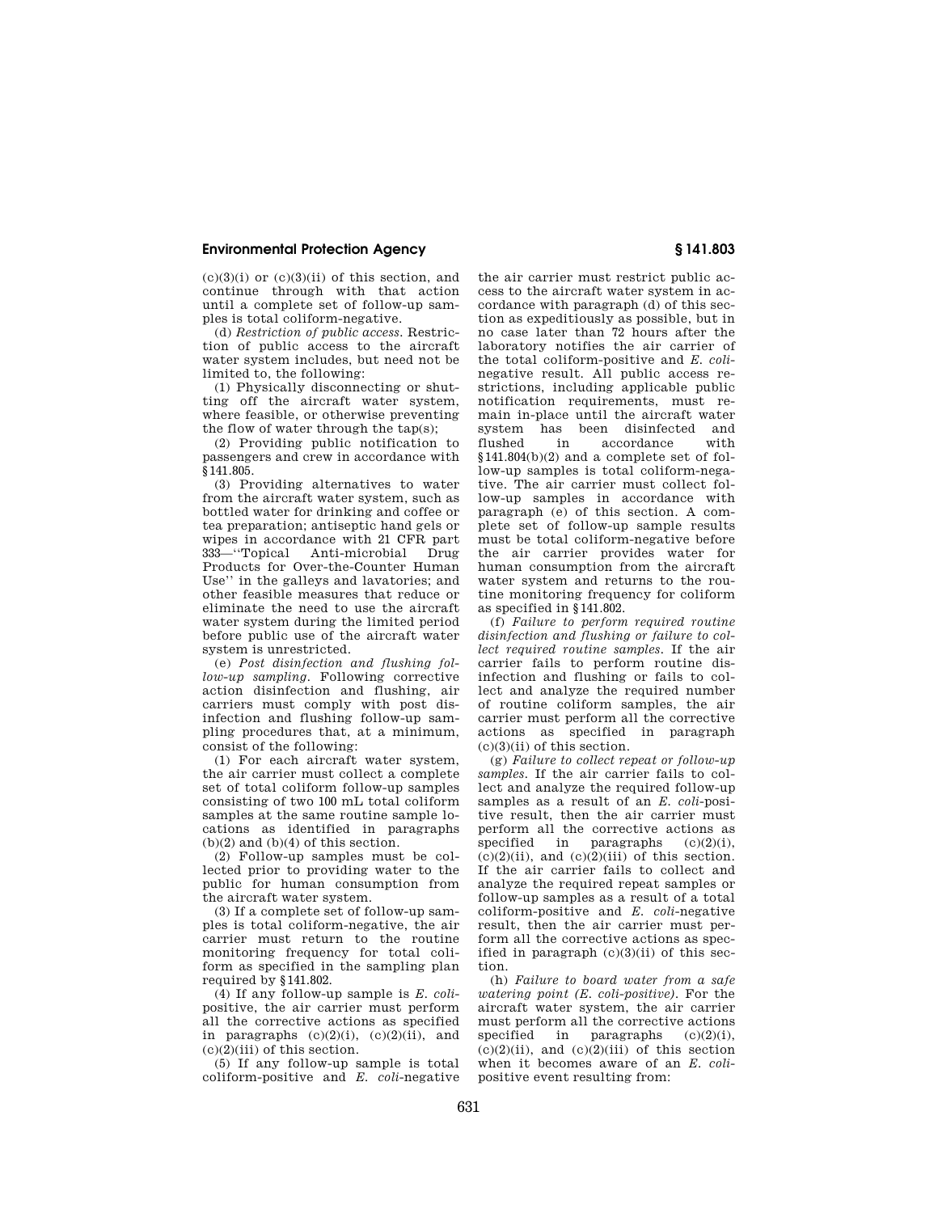(c)(3)(i) or (c)(3)(ii) of this section, and continue through with that action until a complete set of follow-up samples is total coliform-negative.

(d) *Restriction of public access.* Restriction of public access to the aircraft water system includes, but need not be limited to, the following:

(1) Physically disconnecting or shutting off the aircraft water system, where feasible, or otherwise preventing the flow of water through the tap(s);

(2) Providing public notification to passengers and crew in accordance with §141.805.

(3) Providing alternatives to water from the aircraft water system, such as bottled water for drinking and coffee or tea preparation; antiseptic hand gels or wipes in accordance with 21 CFR part 333—''Topical Anti-microbial Drug Products for Over-the-Counter Human Use'' in the galleys and lavatories; and other feasible measures that reduce or eliminate the need to use the aircraft water system during the limited period before public use of the aircraft water system is unrestricted.

(e) *Post disinfection and flushing follow-up sampling.* Following corrective action disinfection and flushing, air carriers must comply with post disinfection and flushing follow-up sampling procedures that, at a minimum, consist of the following:

(1) For each aircraft water system, the air carrier must collect a complete set of total coliform follow-up samples consisting of two 100 mL total coliform samples at the same routine sample locations as identified in paragraphs (b)(2) and (b)(4) of this section.

(2) Follow-up samples must be collected prior to providing water to the public for human consumption from the aircraft water system.

(3) If a complete set of follow-up samples is total coliform-negative, the air carrier must return to the routine monitoring frequency for total coliform as specified in the sampling plan required by §141.802.

(4) If any follow-up sample is *E. coli*-positive, the air carrier must perform all the corrective actions as specified in paragraphs (c)(2)(i), (c)(2)(ii), and (c)(2)(iii) of this section.

(5) If any follow-up sample is total coliform-positive and *E. coli*-negative the air carrier must restrict public access to the aircraft water system in accordance with paragraph (d) of this section as expeditiously as possible, but in no case later than 72 hours after the laboratory notifies the air carrier of the total coliform-positive and *E. coli*-negative result. All public access restrictions, including applicable public notification requirements, must remain in-place until the aircraft water system has been disinfected and flushed in accordance with §141.804(b)(2) and a complete set of follow-up samples is total coliform-negative. The air carrier must collect follow-up samples in accordance with paragraph (e) of this section. A complete set of follow-up sample results must be total coliform-negative before the air carrier provides water for human consumption from the aircraft water system and returns to the routine monitoring frequency for coliform as specified in §141.802.

(f) *Failure to perform required routine disinfection and flushing or failure to collect required routine samples.* If the air carrier fails to perform routine disinfection and flushing or fails to collect and analyze the required number of routine coliform samples, the air carrier must perform all the corrective actions as specified in paragraph (c)(3)(ii) of this section.

(g) *Failure to collect repeat or follow-up samples.* If the air carrier fails to collect and analyze the required follow-up samples as a result of an *E. coli*-positive result, then the air carrier must perform all the corrective actions as specified in paragraphs (c)(2)(i), (c)(2)(ii), and (c)(2)(iii) of this section. If the air carrier fails to collect and analyze the required repeat samples or follow-up samples as a result of a total coliform-positive and *E. coli*-negative result, then the air carrier must perform all the corrective actions as specified in paragraph (c)(3)(ii) of this section.

(h) *Failure to board water from a safe watering point (E. coli-positive).* For the aircraft water system, the air carrier must perform all the corrective actions specified in paragraphs (c)(2)(i), (c)(2)(ii), and (c)(2)(iii) of this section when it becomes aware of an *E. coli*-positive event resulting from: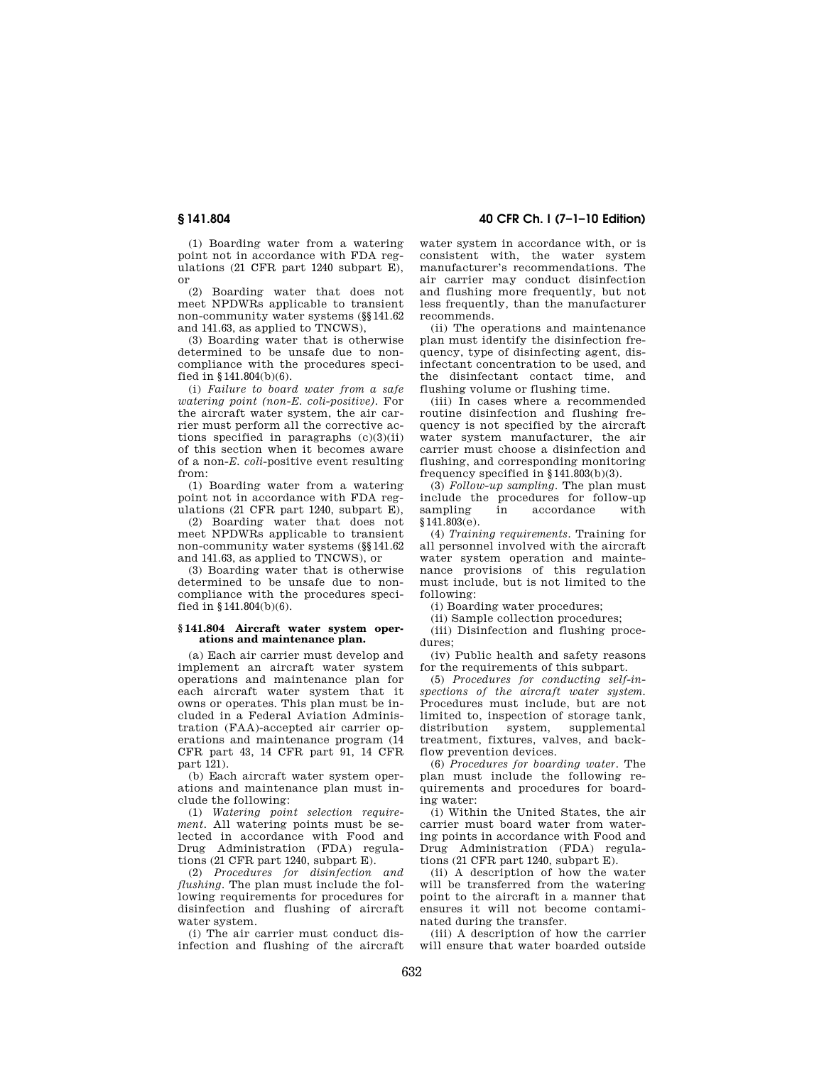(1) Boarding water from a watering point not in accordance with FDA regulations (21 CFR part 1240 subpart E), or

(2) Boarding water that does not meet NPDWRs applicable to transient non-community water systems (§§141.62 and 141.63, as applied to TNCWS),

(3) Boarding water that is otherwise determined to be unsafe due to noncompliance with the procedures specified in §141.804(b)(6).

(i) *Failure to board water from a safe watering point (non-E. coli-positive).* For the aircraft water system, the air carrier must perform all the corrective actions specified in paragraphs (c)(3)(ii) of this section when it becomes aware of a non-*E. coli*-positive event resulting from:

(1) Boarding water from a watering point not in accordance with FDA regulations (21 CFR part 1240, subpart E),

(2) Boarding water that does not meet NPDWRs applicable to transient non-community water systems (§§141.62 and 141.63, as applied to TNCWS), or

(3) Boarding water that is otherwise determined to be unsafe due to noncompliance with the procedures specified in §141.804(b)(6).

### § 141.804 Aircraft water system operations and maintenance plan.

(a) Each air carrier must develop and implement an aircraft water system operations and maintenance plan for each aircraft water system that it owns or operates. This plan must be included in a Federal Aviation Administration (FAA)-accepted air carrier operations and maintenance program (14 CFR part 43, 14 CFR part 91, 14 CFR part 121).

(b) Each aircraft water system operations and maintenance plan must include the following:

(1) *Watering point selection requirement.* All watering points must be selected in accordance with Food and Drug Administration (FDA) regulations (21 CFR part 1240, subpart E).

(2) *Procedures for disinfection and flushing.* The plan must include the following requirements for procedures for disinfection and flushing of aircraft water system.

(i) The air carrier must conduct disinfection and flushing of the aircraft water system in accordance with, or is consistent with, the water system manufacturer's recommendations. The air carrier may conduct disinfection and flushing more frequently, but not less frequently, than the manufacturer recommends.

(ii) The operations and maintenance plan must identify the disinfection frequency, type of disinfecting agent, disinfectant concentration to be used, and the disinfectant contact time, and flushing volume or flushing time.

(iii) In cases where a recommended routine disinfection and flushing frequency is not specified by the aircraft water system manufacturer, the air carrier must choose a disinfection and flushing, and corresponding monitoring frequency specified in §141.803(b)(3).

(3) *Follow-up sampling.* The plan must include the procedures for follow-up sampling in accordance with §141.803(e).

(4) *Training requirements.* Training for all personnel involved with the aircraft water system operation and maintenance provisions of this regulation must include, but is not limited to the following:

(i) Boarding water procedures;

(ii) Sample collection procedures;

(iii) Disinfection and flushing procedures;

(iv) Public health and safety reasons for the requirements of this subpart.

(5) *Procedures for conducting self-inspections of the aircraft water system.* Procedures must include, but are not limited to, inspection of storage tank, distribution system, supplemental treatment, fixtures, valves, and backflow prevention devices.

(6) *Procedures for boarding water.* The plan must include the following requirements and procedures for boarding water:

(i) Within the United States, the air carrier must board water from watering points in accordance with Food and Drug Administration (FDA) regulations (21 CFR part 1240, subpart E).

(ii) A description of how the water will be transferred from the watering point to the aircraft in a manner that ensures it will not become contaminated during the transfer.

(iii) A description of how the carrier will ensure that water boarded outside